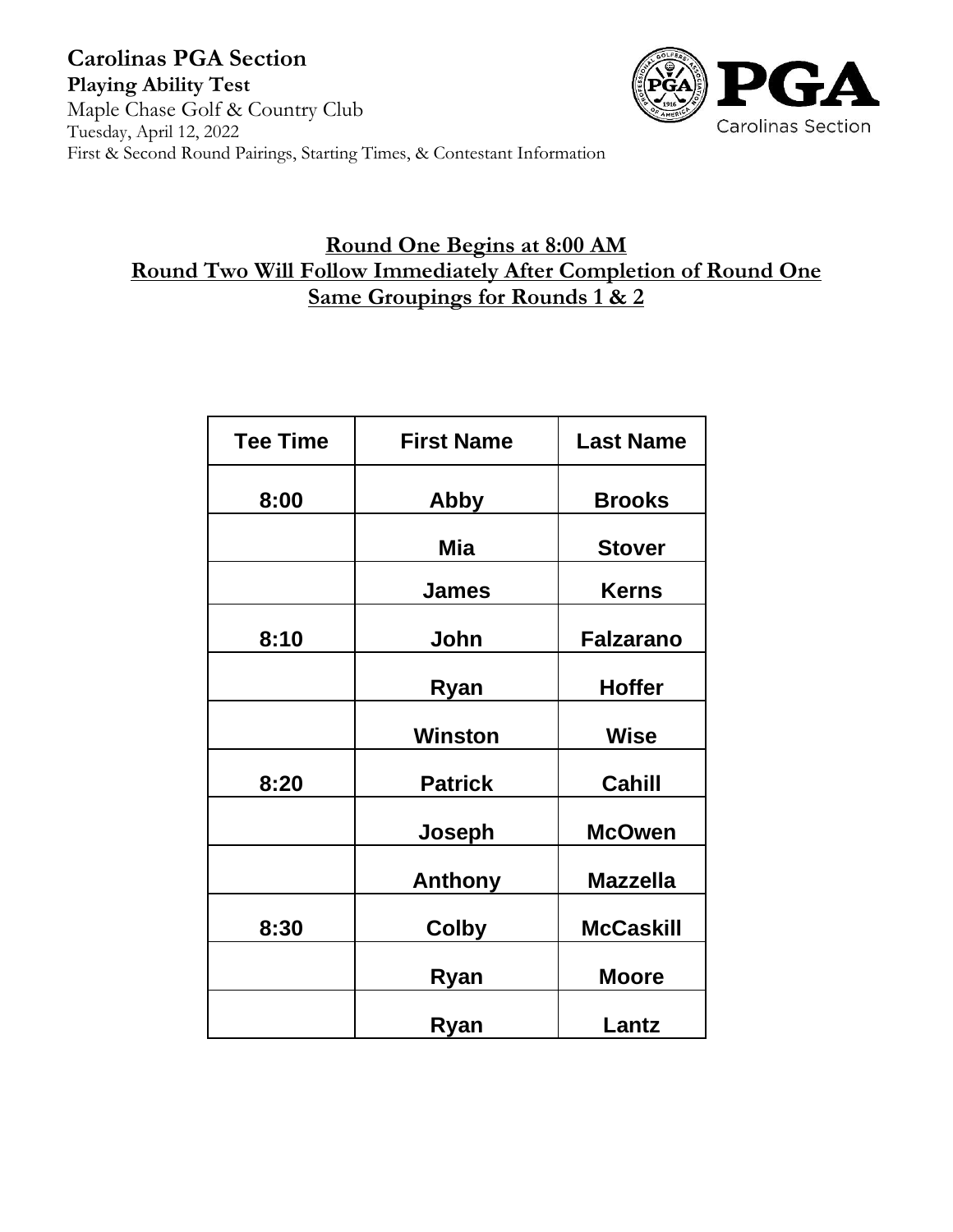# Carolinas PGA Section

**Playing Ability Test**

Maple Chase Golf & Country Club

Tuesday, April 12, 2022

First & Second Round Pairings, Starting Times, & Contestant Information

**Round One Begins at 8:00 AM**

**Round Two Will Follow Immediately After Completion of Round One**

**Same Groupings for Rounds 1 & 2**

| Tee Time | First Name | Last Name |
|---|---|---|
| 8:00 | Abby | Brooks |
| | Mia | Stover |
| | James | Kerns |
| 8:10 | John | Falzarano |
| | Ryan | Hoffer |
| | Winston | Wise |
| 8:20 | Patrick | Cahill |
| | Joseph | McOwen |
| | Anthony | Mazzella |
| 8:30 | Colby | McCaskill |
| | Ryan | Moore |
| | Ryan | Lantz |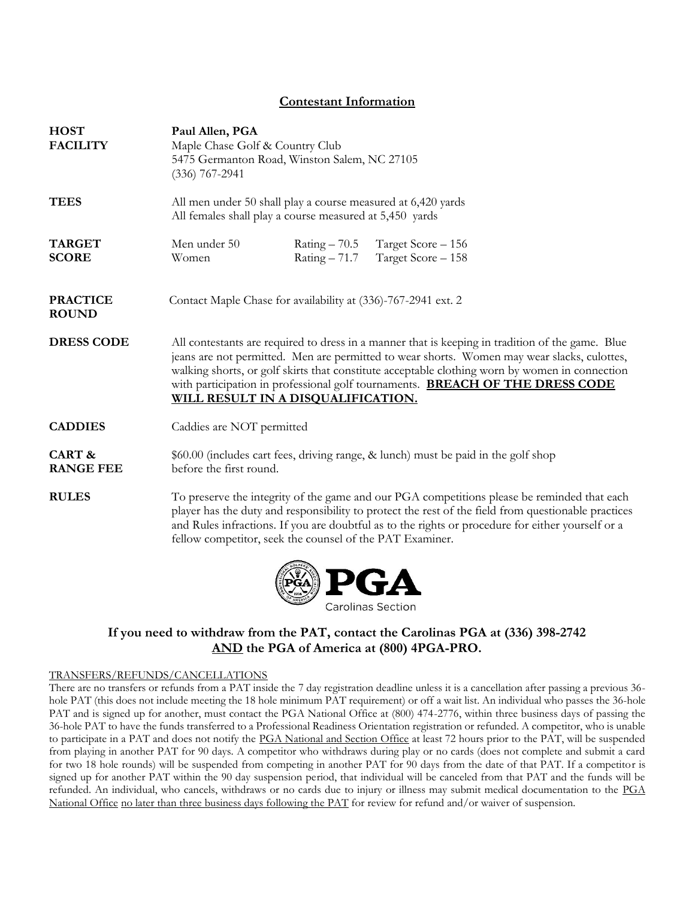## Contestant Information

| | |
|---|---|
| **HOST FACILITY** | **Paul Allen, PGA**<br>Maple Chase Golf & Country Club<br>5475 Germanton Road, Winston Salem, NC 27105<br>(336) 767-2941 |
| **TEES** | All men under 50 shall play a course measured at 6,420 yards<br>All females shall play a course measured at 5,450 yards |
| **TARGET SCORE** | Men under 50 — Rating – 70.5 — Target Score – 156<br>Women — Rating – 71.7 — Target Score – 158 |
| **PRACTICE ROUND** | Contact Maple Chase for availability at (336)-767-2941 ext. 2 |
| **DRESS CODE** | All contestants are required to dress in a manner that is keeping in tradition of the game. Blue jeans are not permitted. Men are permitted to wear shorts. Women may wear slacks, culottes, walking shorts, or golf skirts that constitute acceptable clothing worn by women in connection with participation in professional golf tournaments. **BREACH OF THE DRESS CODE WILL RESULT IN A DISQUALIFICATION.** |
| **CADDIES** | Caddies are NOT permitted |
| **CART & RANGE FEE** | $60.00 (includes cart fees, driving range, & lunch) must be paid in the golf shop before the first round. |
| **RULES** | To preserve the integrity of the game and our PGA competitions please be reminded that each player has the duty and responsibility to protect the rest of the field from questionable practices and Rules infractions. If you are doubtful as to the rights or procedure for either yourself or a fellow competitor, seek the counsel of the PAT Examiner. |

PGA
Carolinas Section

**If you need to withdraw from the PAT, contact the Carolinas PGA at (336) 398-2742 AND the PGA of America at (800) 4PGA-PRO.**

TRANSFERS/REFUNDS/CANCELLATIONS

There are no transfers or refunds from a PAT inside the 7 day registration deadline unless it is a cancellation after passing a previous 36-hole PAT (this does not include meeting the 18 hole minimum PAT requirement) or off a wait list. An individual who passes the 36-hole PAT and is signed up for another, must contact the PGA National Office at (800) 474-2776, within three business days of passing the 36-hole PAT to have the funds transferred to a Professional Readiness Orientation registration or refunded. A competitor, who is unable to participate in a PAT and does not notify the PGA National and Section Office at least 72 hours prior to the PAT, will be suspended from playing in another PAT for 90 days. A competitor who withdraws during play or no cards (does not complete and submit a card for two 18 hole rounds) will be suspended from competing in another PAT for 90 days from the date of that PAT. If a competitor is signed up for another PAT within the 90 day suspension period, that individual will be canceled from that PAT and the funds will be refunded. An individual, who cancels, withdraws or no cards due to injury or illness may submit medical documentation to the PGA National Office no later than three business days following the PAT for review for refund and/or waiver of suspension.